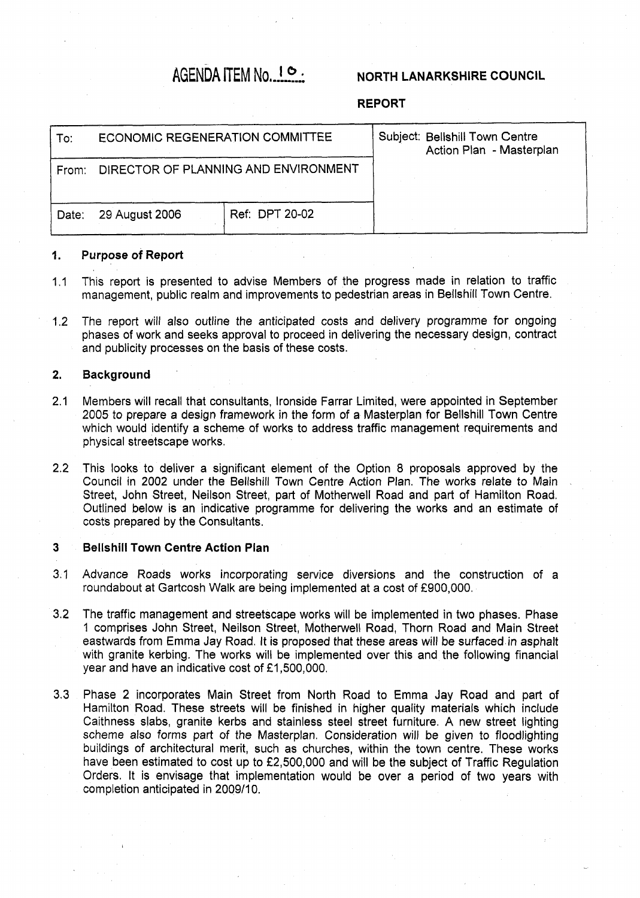AGENDA ITEM No. 10

**NORTH LANARKSHIRE COUNCIL**

**REPORT**

| | | |
|---|---|---|
| To: ECONOMIC REGENERATION COMMITTEE | | Subject: Bellshill Town Centre Action Plan - Masterplan |
| From: DIRECTOR OF PLANNING AND ENVIRONMENT | | |
| Date: 29 August 2006 | Ref: DPT 20-02 | |

## 1. Purpose of Report

1.1 This report is presented to advise Members of the progress made in relation to traffic management, public realm and improvements to pedestrian areas in Bellshill Town Centre.

1.2 The report will also outline the anticipated costs and delivery programme for ongoing phases of work and seeks approval to proceed in delivering the necessary design, contract and publicity processes on the basis of these costs.

## 2. Background

2.1 Members will recall that consultants, Ironside Farrar Limited, were appointed in September 2005 to prepare a design framework in the form of a Masterplan for Bellshill Town Centre which would identify a scheme of works to address traffic management requirements and physical streetscape works.

2.2 This looks to deliver a significant element of the Option 8 proposals approved by the Council in 2002 under the Bellshill Town Centre Action Plan. The works relate to Main Street, John Street, Neilson Street, part of Motherwell Road and part of Hamilton Road. Outlined below is an indicative programme for delivering the works and an estimate of costs prepared by the Consultants.

## 3 Bellshill Town Centre Action Plan

3.1 Advance Roads works incorporating service diversions and the construction of a roundabout at Gartcosh Walk are being implemented at a cost of £900,000.

3.2 The traffic management and streetscape works will be implemented in two phases. Phase 1 comprises John Street, Neilson Street, Motherwell Road, Thorn Road and Main Street eastwards from Emma Jay Road. It is proposed that these areas will be surfaced in asphalt with granite kerbing. The works will be implemented over this and the following financial year and have an indicative cost of £1,500,000.

3.3 Phase 2 incorporates Main Street from North Road to Emma Jay Road and part of Hamilton Road. These streets will be finished in higher quality materials which include Caithness slabs, granite kerbs and stainless steel street furniture. A new street lighting scheme also forms part of the Masterplan. Consideration will be given to floodlighting buildings of architectural merit, such as churches, within the town centre. These works have been estimated to cost up to £2,500,000 and will be the subject of Traffic Regulation Orders. It is envisage that implementation would be over a period of two years with completion anticipated in 2009/10.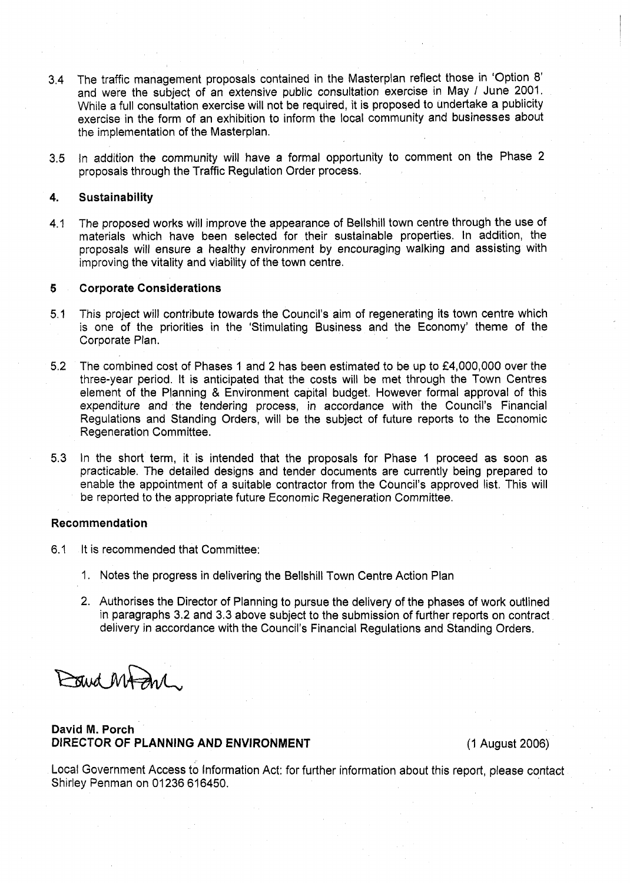3.4 The traffic management proposals contained in the Masterplan reflect those in 'Option 8' and were the subject of an extensive public consultation exercise in May / June 2001. While a full consultation exercise will not be required, it is proposed to undertake a publicity exercise in the form of an exhibition to inform the local community and businesses about the implementation of the Masterplan.

3.5 In addition the community will have a formal opportunity to comment on the Phase 2 proposals through the Traffic Regulation Order process.

## 4. Sustainability

4.1 The proposed works will improve the appearance of Bellshill town centre through the use of materials which have been selected for their sustainable properties. In addition, the proposals will ensure a healthy environment by encouraging walking and assisting with improving the vitality and viability of the town centre.

## 5 Corporate Considerations

5.1 This project will contribute towards the Council's aim of regenerating its town centre which is one of the priorities in the 'Stimulating Business and the Economy' theme of the Corporate Plan.

5.2 The combined cost of Phases 1 and 2 has been estimated to be up to £4,000,000 over the three-year period. It is anticipated that the costs will be met through the Town Centres element of the Planning & Environment capital budget. However formal approval of this expenditure and the tendering process, in accordance with the Council's Financial Regulations and Standing Orders, will be the subject of future reports to the Economic Regeneration Committee.

5.3 In the short term, it is intended that the proposals for Phase 1 proceed as soon as practicable. The detailed designs and tender documents are currently being prepared to enable the appointment of a suitable contractor from the Council's approved list. This will be reported to the appropriate future Economic Regeneration Committee.

## Recommendation

6.1 It is recommended that Committee:

1. Notes the progress in delivering the Bellshill Town Centre Action Plan
2. Authorises the Director of Planning to pursue the delivery of the phases of work outlined in paragraphs 3.2 and 3.3 above subject to the submission of further reports on contract delivery in accordance with the Council's Financial Regulations and Standing Orders.

**David M. Porch**
**DIRECTOR OF PLANNING AND ENVIRONMENT** (1 August 2006)

Local Government Access to Information Act: for further information about this report, please contact Shirley Penman on 01236 616450.